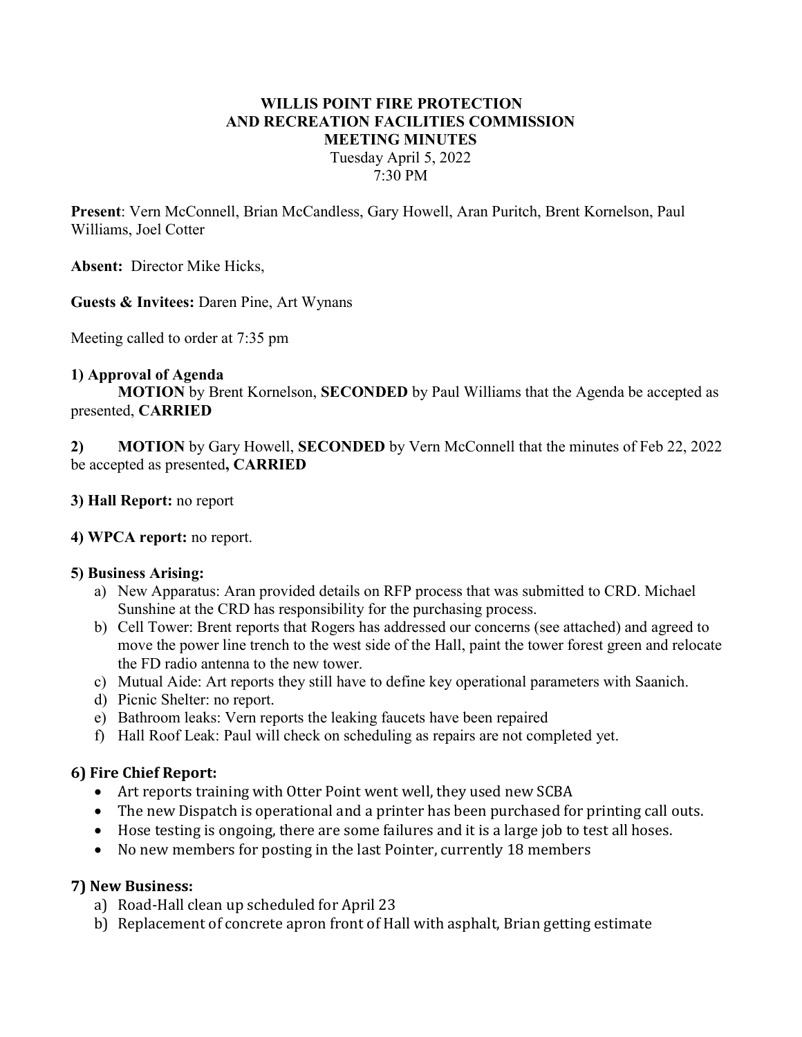**WILLIS POINT FIRE PROTECTION**
**AND RECREATION FACILITIES COMMISSION**
**MEETING MINUTES**
Tuesday April 5, 2022
7:30 PM

**Present**: Vern McConnell, Brian McCandless, Gary Howell, Aran Puritch, Brent Kornelson, Paul Williams, Joel Cotter

**Absent:** Director Mike Hicks,

**Guests & Invitees:** Daren Pine, Art Wynans

Meeting called to order at 7:35 pm

**1) Approval of Agenda**

**MOTION** by Brent Kornelson, **SECONDED** by Paul Williams that the Agenda be accepted as presented, **CARRIED**

**2)** **MOTION** by Gary Howell, **SECONDED** by Vern McConnell that the minutes of Feb 22, 2022 be accepted as presented**, CARRIED**

**3) Hall Report:** no report

**4) WPCA report:** no report.

**5) Business Arising:**

a) New Apparatus: Aran provided details on RFP process that was submitted to CRD. Michael Sunshine at the CRD has responsibility for the purchasing process.
b) Cell Tower: Brent reports that Rogers has addressed our concerns (see attached) and agreed to move the power line trench to the west side of the Hall, paint the tower forest green and relocate the FD radio antenna to the new tower.
c) Mutual Aide: Art reports they still have to define key operational parameters with Saanich.
d) Picnic Shelter: no report.
e) Bathroom leaks: Vern reports the leaking faucets have been repaired
f) Hall Roof Leak: Paul will check on scheduling as repairs are not completed yet.

**6) Fire Chief Report:**

- Art reports training with Otter Point went well, they used new SCBA
- The new Dispatch is operational and a printer has been purchased for printing call outs.
- Hose testing is ongoing, there are some failures and it is a large job to test all hoses.
- No new members for posting in the last Pointer, currently 18 members

**7) New Business:**

a) Road-Hall clean up scheduled for April 23
b) Replacement of concrete apron front of Hall with asphalt, Brian getting estimate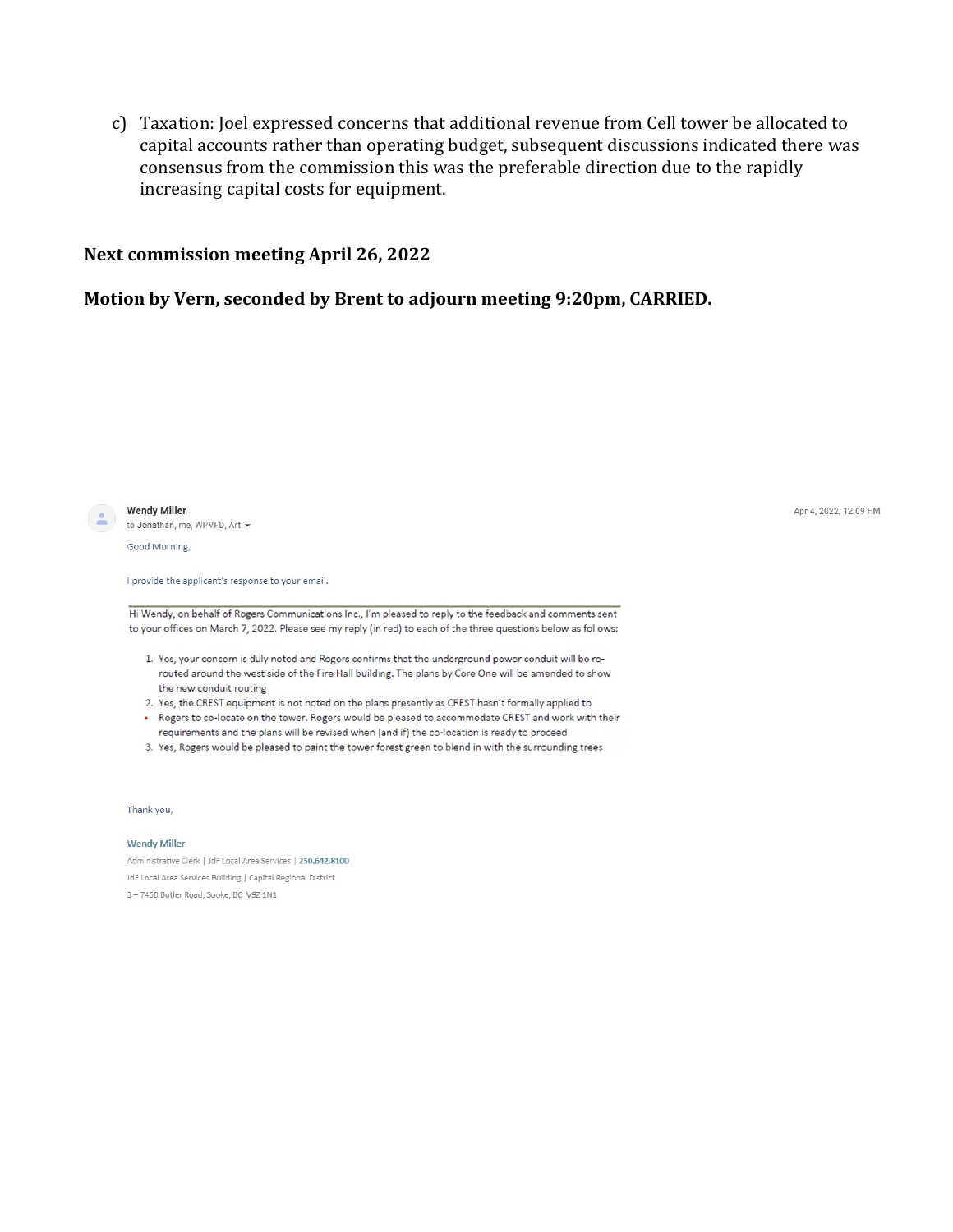c) Taxation: Joel expressed concerns that additional revenue from Cell tower be allocated to capital accounts rather than operating budget, subsequent discussions indicated there was consensus from the commission this was the preferable direction due to the rapidly increasing capital costs for equipment.

**Next commission meeting April 26, 2022**

**Motion by Vern, seconded by Brent to adjourn meeting 9:20pm, CARRIED.**

**Wendy Miller**
to Jonathan, me, WPVFD, Art

Apr 4, 2022, 12:09 PM

Good Morning,

I provide the applicant's response to your email.

Hi Wendy, on behalf of Rogers Communications Inc., I'm pleased to reply to the feedback and comments sent to your offices on March 7, 2022. Please see my reply (in red) to each of the three questions below as follows:

1. Yes, your concern is duly noted and Rogers confirms that the underground power conduit will be re-routed around the west side of the Fire Hall building. The plans by Core One will be amended to show the new conduit routing
2. Yes, the CREST equipment is not noted on the plans presently as CREST hasn't formally applied to Rogers to co-locate on the tower. Rogers would be pleased to accommodate CREST and work with their requirements and the plans will be revised when (and if) the co-location is ready to proceed
3. Yes, Rogers would be pleased to paint the tower forest green to blend in with the surrounding trees

Thank you,

**Wendy Miller**
Administrative Clerk | JdF Local Area Services | **250.642.8100**
JdF Local Area Services Building | Capital Regional District
3 – 7450 Butler Road, Sooke, BC V9Z 1N1